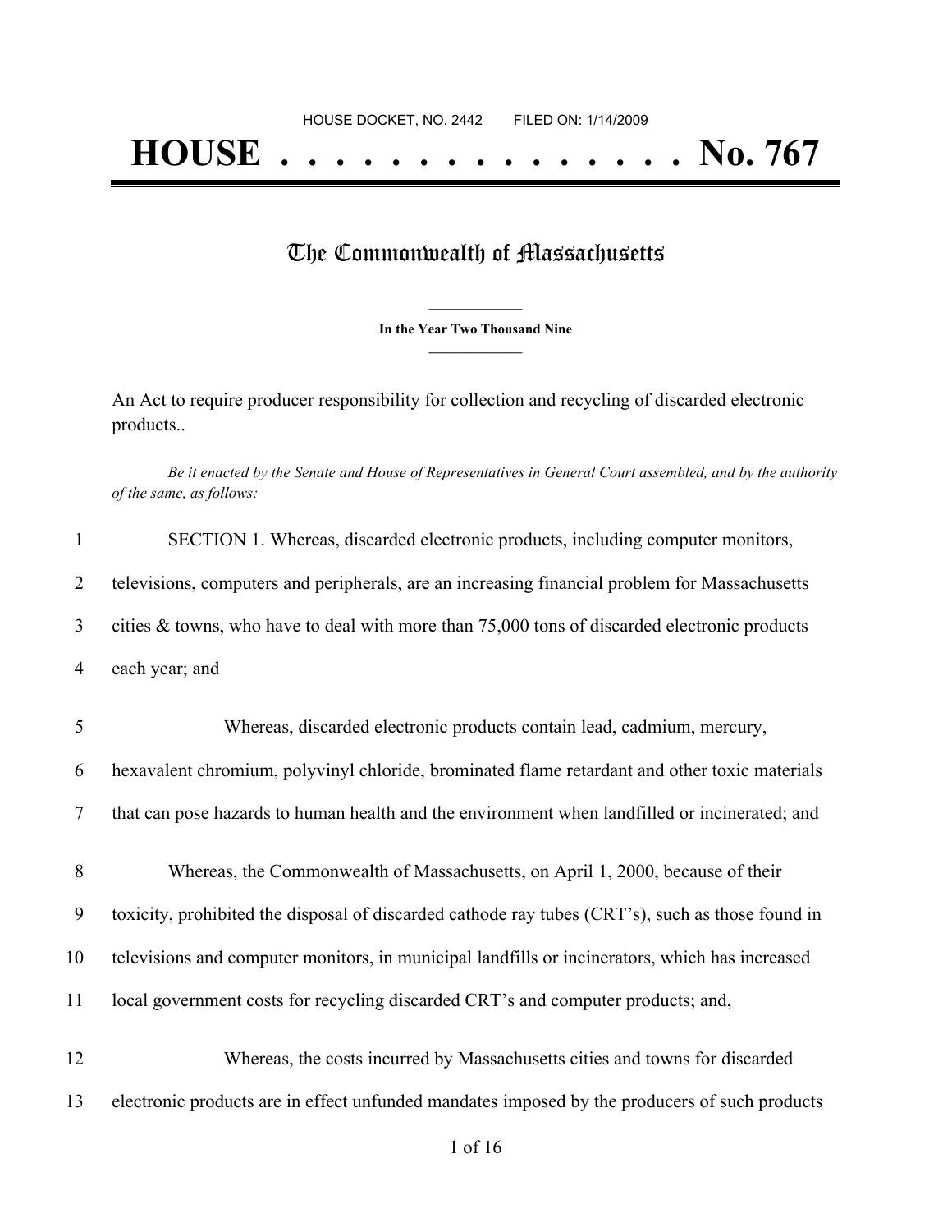HOUSE DOCKET, NO. 2442        FILED ON: 1/14/2009

# HOUSE . . . . . . . . . . . . . . . No. 767

## The Commonwealth of Massachusetts

**In the Year Two Thousand Nine**

An Act to require producer responsibility for collection and recycling of discarded electronic products..

*Be it enacted by the Senate and House of Representatives in General Court assembled, and by the authority of the same, as follows:*

SECTION 1. Whereas, discarded electronic products, including computer monitors, televisions, computers and peripherals, are an increasing financial problem for Massachusetts cities & towns, who have to deal with more than 75,000 tons of discarded electronic products each year; and

Whereas, discarded electronic products contain lead, cadmium, mercury, hexavalent chromium, polyvinyl chloride, brominated flame retardant and other toxic materials that can pose hazards to human health and the environment when landfilled or incinerated; and

Whereas, the Commonwealth of Massachusetts, on April 1, 2000, because of their toxicity, prohibited the disposal of discarded cathode ray tubes (CRT's), such as those found in televisions and computer monitors, in municipal landfills or incinerators, which has increased local government costs for recycling discarded CRT's and computer products; and,

Whereas, the costs incurred by Massachusetts cities and towns for discarded electronic products are in effect unfunded mandates imposed by the producers of such products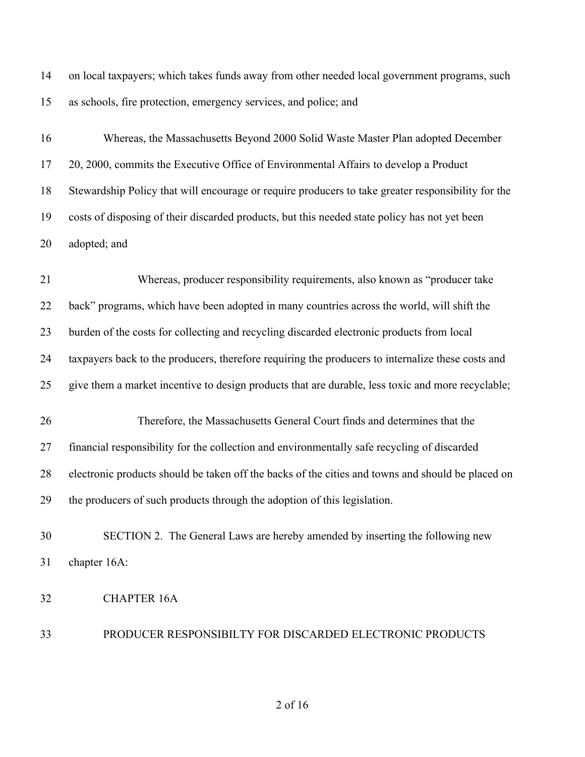on local taxpayers; which takes funds away from other needed local government programs, such as schools, fire protection, emergency services, and police; and

Whereas, the Massachusetts Beyond 2000 Solid Waste Master Plan adopted December 20, 2000, commits the Executive Office of Environmental Affairs to develop a Product Stewardship Policy that will encourage or require producers to take greater responsibility for the costs of disposing of their discarded products, but this needed state policy has not yet been adopted; and

Whereas, producer responsibility requirements, also known as "producer take back" programs, which have been adopted in many countries across the world, will shift the burden of the costs for collecting and recycling discarded electronic products from local taxpayers back to the producers, therefore requiring the producers to internalize these costs and give them a market incentive to design products that are durable, less toxic and more recyclable;

Therefore, the Massachusetts General Court finds and determines that the financial responsibility for the collection and environmentally safe recycling of discarded electronic products should be taken off the backs of the cities and towns and should be placed on the producers of such products through the adoption of this legislation.

SECTION 2. The General Laws are hereby amended by inserting the following new chapter 16A:

## CHAPTER 16A

## PRODUCER RESPONSIBILTY FOR DISCARDED ELECTRONIC PRODUCTS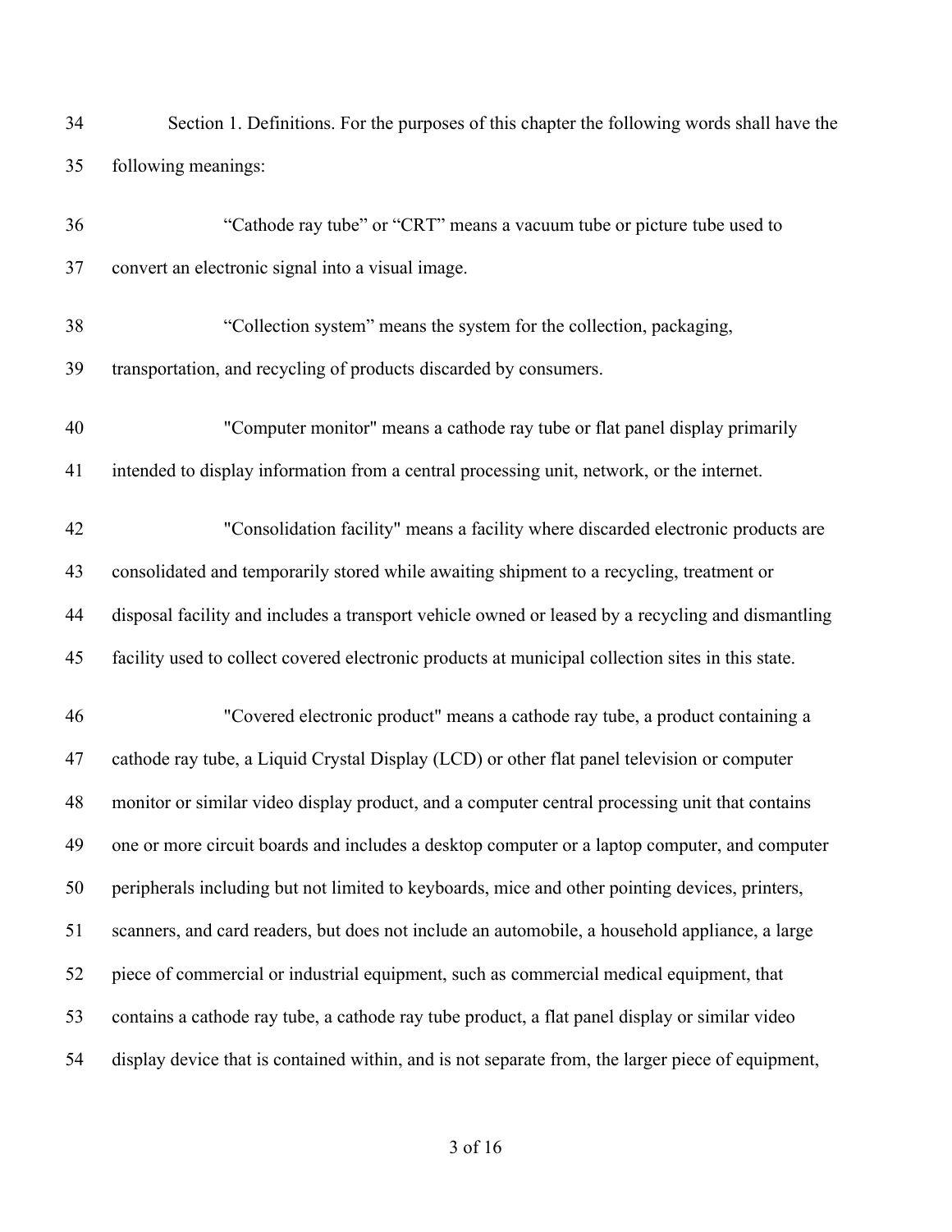Section 1. Definitions. For the purposes of this chapter the following words shall have the following meanings:

“Cathode ray tube” or “CRT” means a vacuum tube or picture tube used to convert an electronic signal into a visual image.

“Collection system” means the system for the collection, packaging, transportation, and recycling of products discarded by consumers.

"Computer monitor" means a cathode ray tube or flat panel display primarily intended to display information from a central processing unit, network, or the internet.

"Consolidation facility" means a facility where discarded electronic products are consolidated and temporarily stored while awaiting shipment to a recycling, treatment or disposal facility and includes a transport vehicle owned or leased by a recycling and dismantling facility used to collect covered electronic products at municipal collection sites in this state.

"Covered electronic product" means a cathode ray tube, a product containing a cathode ray tube, a Liquid Crystal Display (LCD) or other flat panel television or computer monitor or similar video display product, and a computer central processing unit that contains one or more circuit boards and includes a desktop computer or a laptop computer, and computer peripherals including but not limited to keyboards, mice and other pointing devices, printers, scanners, and card readers, but does not include an automobile, a household appliance, a large piece of commercial or industrial equipment, such as commercial medical equipment, that contains a cathode ray tube, a cathode ray tube product, a flat panel display or similar video display device that is contained within, and is not separate from, the larger piece of equipment,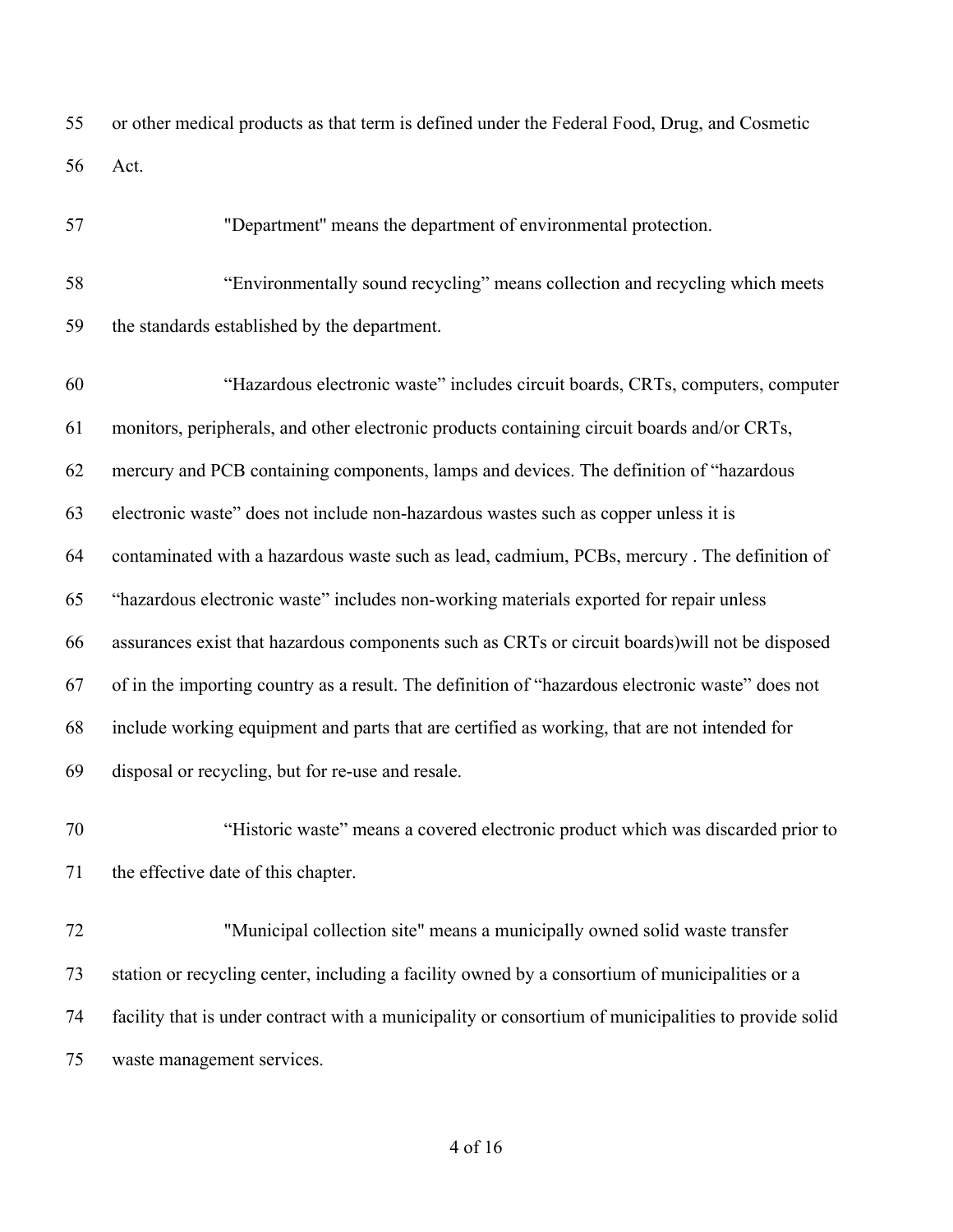or other medical products as that term is defined under the Federal Food, Drug, and Cosmetic Act.

"Department" means the department of environmental protection.

“Environmentally sound recycling” means collection and recycling which meets the standards established by the department.

“Hazardous electronic waste” includes circuit boards, CRTs, computers, computer monitors, peripherals, and other electronic products containing circuit boards and/or CRTs, mercury and PCB containing components, lamps and devices. The definition of “hazardous electronic waste” does not include non-hazardous wastes such as copper unless it is contaminated with a hazardous waste such as lead, cadmium, PCBs, mercury . The definition of “hazardous electronic waste” includes non-working materials exported for repair unless assurances exist that hazardous components such as CRTs or circuit boards)will not be disposed of in the importing country as a result. The definition of “hazardous electronic waste” does not include working equipment and parts that are certified as working, that are not intended for disposal or recycling, but for re-use and resale.

“Historic waste” means a covered electronic product which was discarded prior to the effective date of this chapter.

"Municipal collection site" means a municipally owned solid waste transfer station or recycling center, including a facility owned by a consortium of municipalities or a facility that is under contract with a municipality or consortium of municipalities to provide solid waste management services.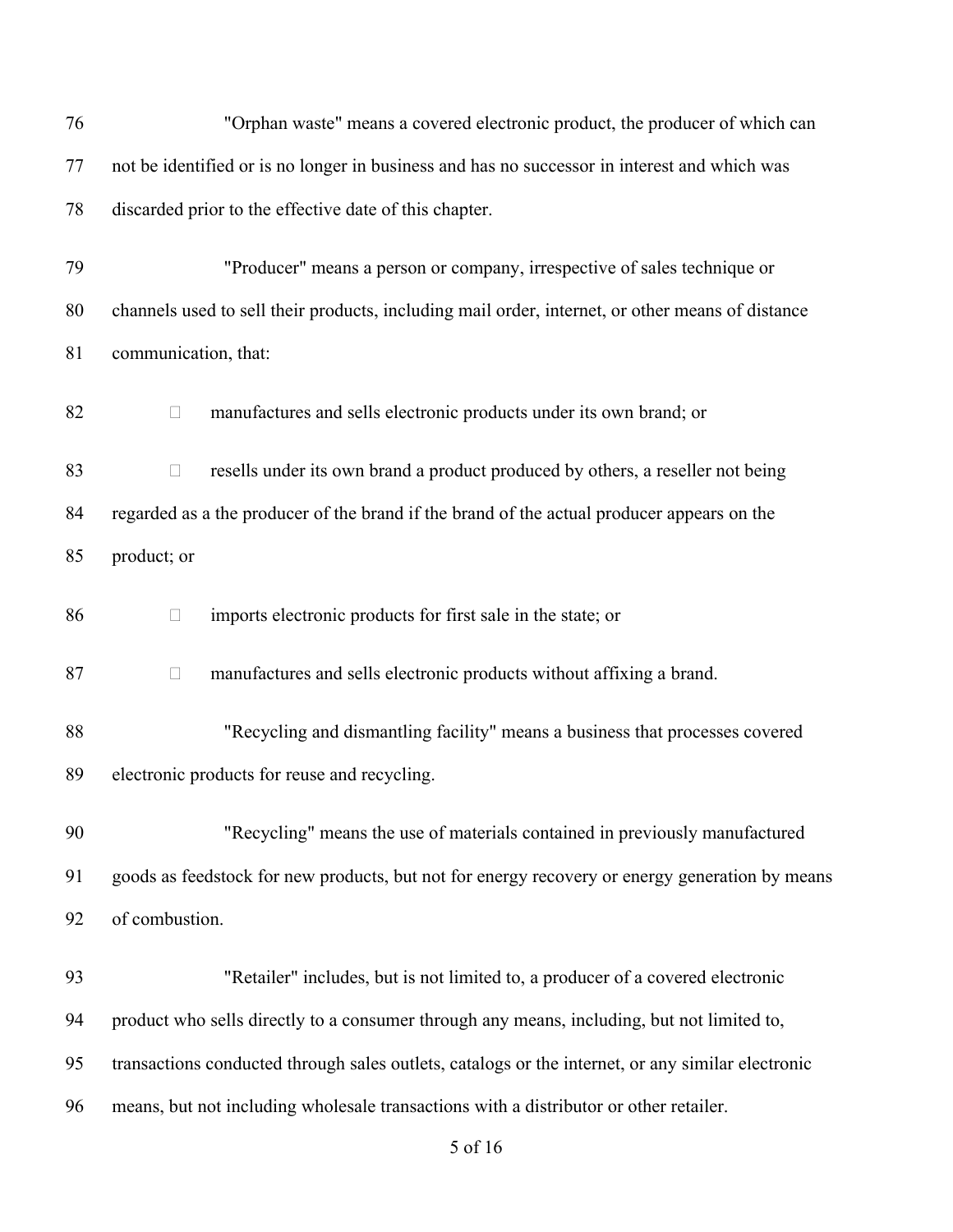"Orphan waste" means a covered electronic product, the producer of which can not be identified or is no longer in business and has no successor in interest and which was discarded prior to the effective date of this chapter.

"Producer" means a person or company, irrespective of sales technique or channels used to sell their products, including mail order, internet, or other means of distance communication, that:

- manufactures and sells electronic products under its own brand; or
- resells under its own brand a product produced by others, a reseller not being regarded as a the producer of the brand if the brand of the actual producer appears on the product; or
- imports electronic products for first sale in the state; or
- manufactures and sells electronic products without affixing a brand.

"Recycling and dismantling facility" means a business that processes covered electronic products for reuse and recycling.

"Recycling" means the use of materials contained in previously manufactured goods as feedstock for new products, but not for energy recovery or energy generation by means of combustion.

"Retailer" includes, but is not limited to, a producer of a covered electronic product who sells directly to a consumer through any means, including, but not limited to, transactions conducted through sales outlets, catalogs or the internet, or any similar electronic means, but not including wholesale transactions with a distributor or other retailer.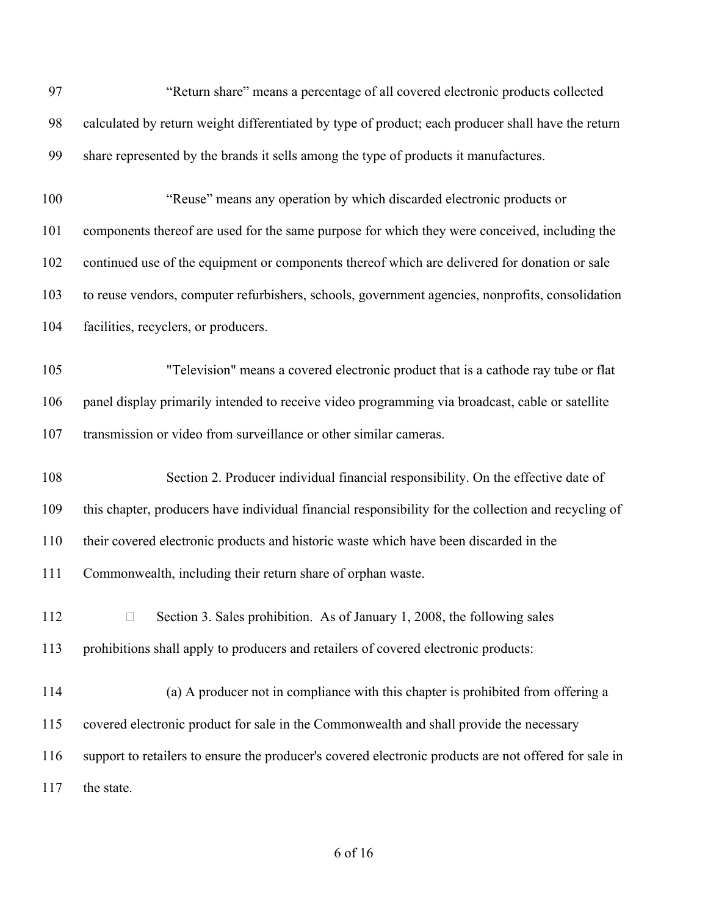"Return share" means a percentage of all covered electronic products collected calculated by return weight differentiated by type of product; each producer shall have the return share represented by the brands it sells among the type of products it manufactures.

"Reuse" means any operation by which discarded electronic products or components thereof are used for the same purpose for which they were conceived, including the continued use of the equipment or components thereof which are delivered for donation or sale to reuse vendors, computer refurbishers, schools, government agencies, nonprofits, consolidation facilities, recyclers, or producers.

"Television" means a covered electronic product that is a cathode ray tube or flat panel display primarily intended to receive video programming via broadcast, cable or satellite transmission or video from surveillance or other similar cameras.

Section 2. Producer individual financial responsibility. On the effective date of this chapter, producers have individual financial responsibility for the collection and recycling of their covered electronic products and historic waste which have been discarded in the Commonwealth, including their return share of orphan waste.

Section 3. Sales prohibition. As of January 1, 2008, the following sales prohibitions shall apply to producers and retailers of covered electronic products:

(a) A producer not in compliance with this chapter is prohibited from offering a covered electronic product for sale in the Commonwealth and shall provide the necessary support to retailers to ensure the producer's covered electronic products are not offered for sale in the state.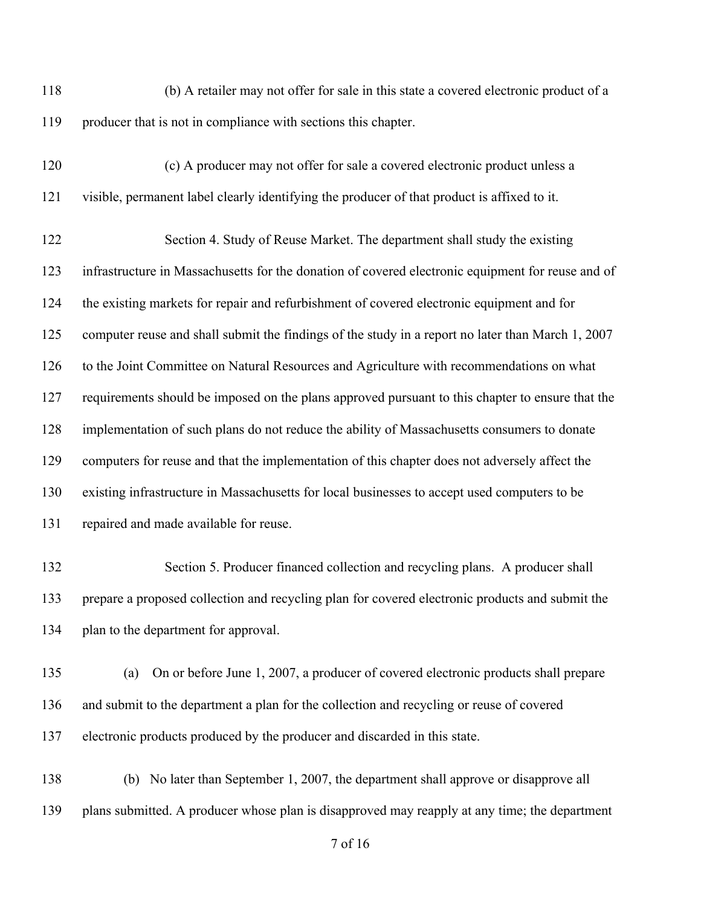(b) A retailer may not offer for sale in this state a covered electronic product of a producer that is not in compliance with sections this chapter.

(c) A producer may not offer for sale a covered electronic product unless a visible, permanent label clearly identifying the producer of that product is affixed to it.

Section 4. Study of Reuse Market. The department shall study the existing infrastructure in Massachusetts for the donation of covered electronic equipment for reuse and of the existing markets for repair and refurbishment of covered electronic equipment and for computer reuse and shall submit the findings of the study in a report no later than March 1, 2007 to the Joint Committee on Natural Resources and Agriculture with recommendations on what requirements should be imposed on the plans approved pursuant to this chapter to ensure that the implementation of such plans do not reduce the ability of Massachusetts consumers to donate computers for reuse and that the implementation of this chapter does not adversely affect the existing infrastructure in Massachusetts for local businesses to accept used computers to be repaired and made available for reuse.

Section 5. Producer financed collection and recycling plans. A producer shall prepare a proposed collection and recycling plan for covered electronic products and submit the plan to the department for approval.

(a) On or before June 1, 2007, a producer of covered electronic products shall prepare and submit to the department a plan for the collection and recycling or reuse of covered electronic products produced by the producer and discarded in this state.

(b) No later than September 1, 2007, the department shall approve or disapprove all plans submitted. A producer whose plan is disapproved may reapply at any time; the department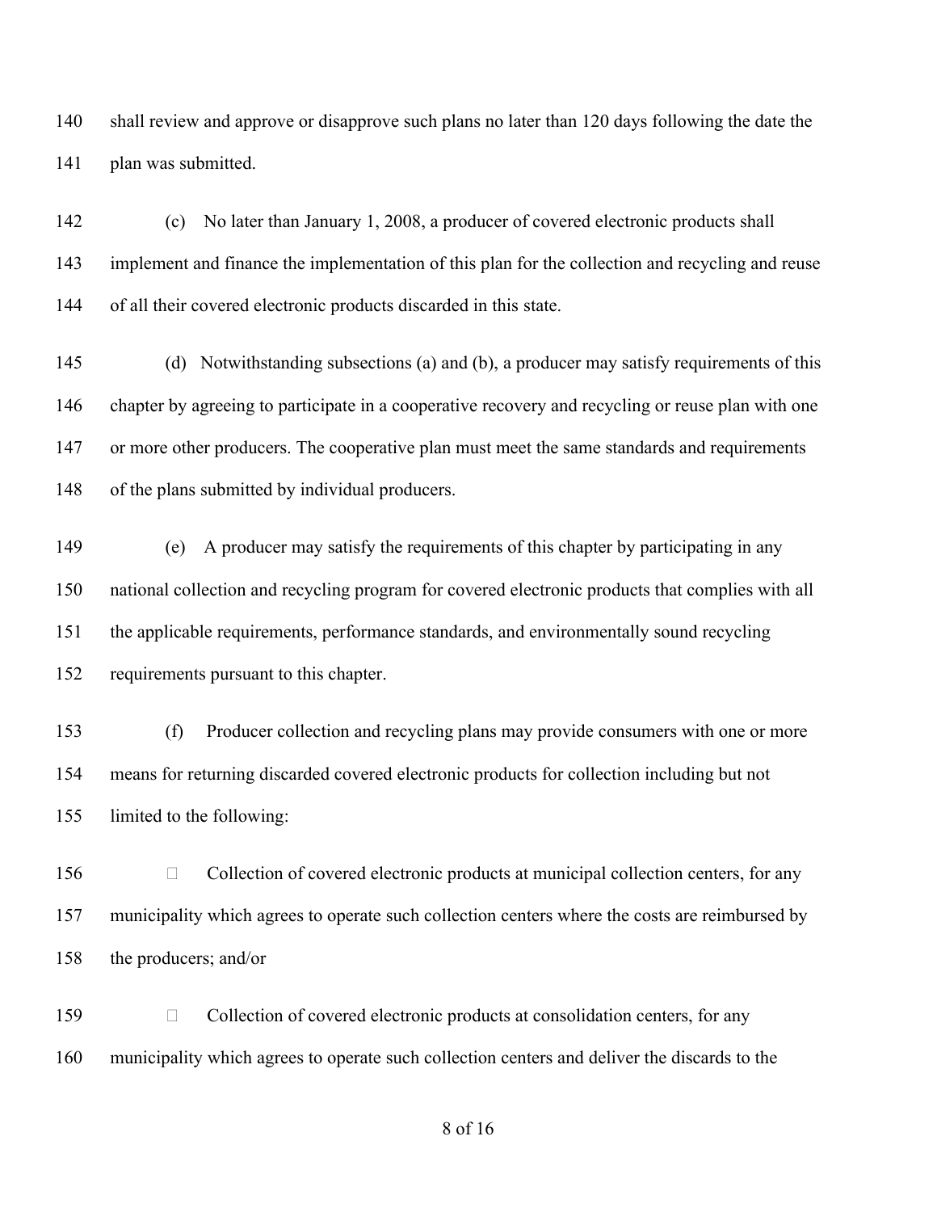shall review and approve or disapprove such plans no later than 120 days following the date the plan was submitted.

(c) No later than January 1, 2008, a producer of covered electronic products shall implement and finance the implementation of this plan for the collection and recycling and reuse of all their covered electronic products discarded in this state.

(d) Notwithstanding subsections (a) and (b), a producer may satisfy requirements of this chapter by agreeing to participate in a cooperative recovery and recycling or reuse plan with one or more other producers. The cooperative plan must meet the same standards and requirements of the plans submitted by individual producers.

(e) A producer may satisfy the requirements of this chapter by participating in any national collection and recycling program for covered electronic products that complies with all the applicable requirements, performance standards, and environmentally sound recycling requirements pursuant to this chapter.

(f) Producer collection and recycling plans may provide consumers with one or more means for returning discarded covered electronic products for collection including but not limited to the following:

- Collection of covered electronic products at municipal collection centers, for any municipality which agrees to operate such collection centers where the costs are reimbursed by the producers; and/or
- Collection of covered electronic products at consolidation centers, for any municipality which agrees to operate such collection centers and deliver the discards to the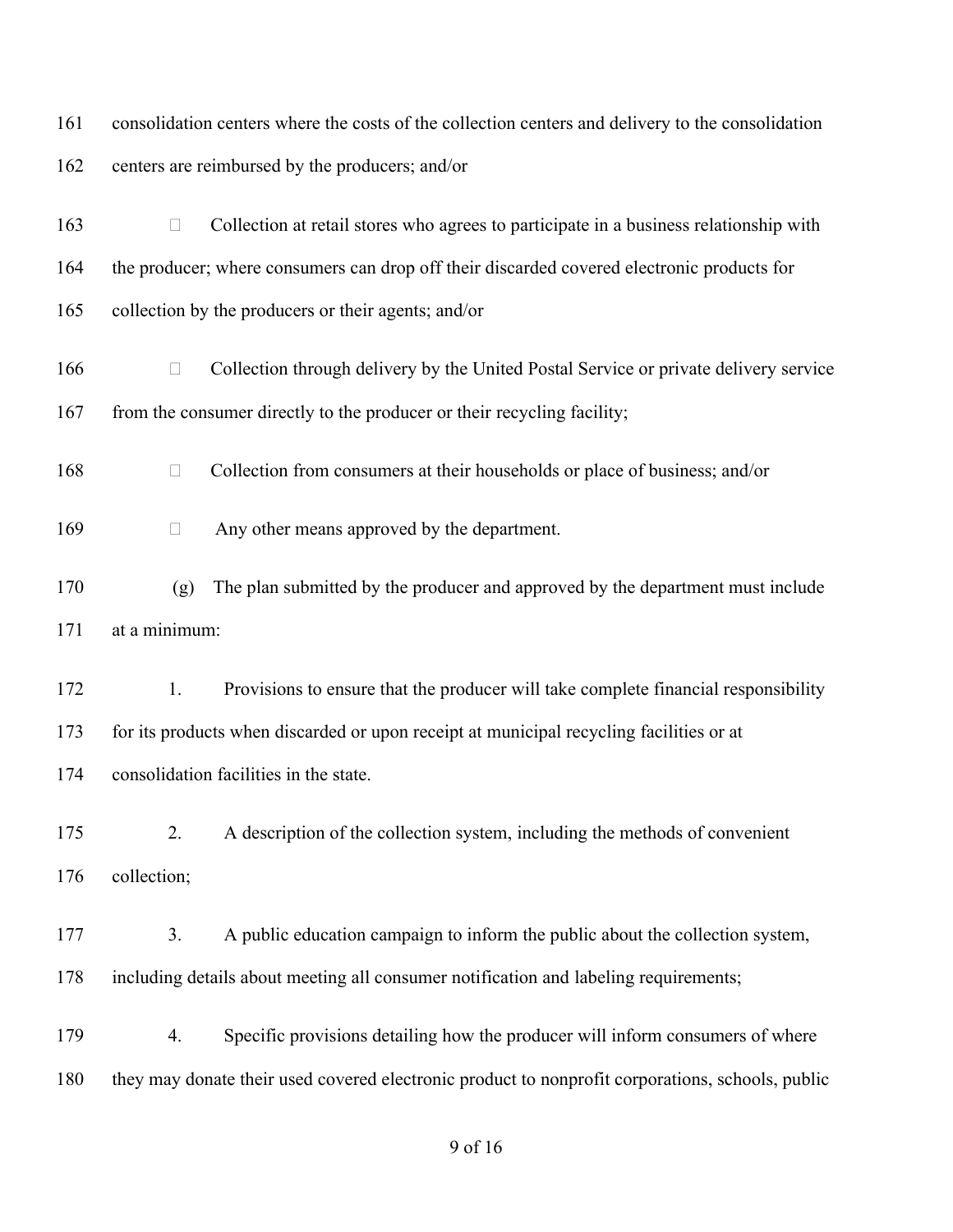consolidation centers where the costs of the collection centers and delivery to the consolidation centers are reimbursed by the producers; and/or

- Collection at retail stores who agrees to participate in a business relationship with the producer; where consumers can drop off their discarded covered electronic products for collection by the producers or their agents; and/or

- Collection through delivery by the United Postal Service or private delivery service from the consumer directly to the producer or their recycling facility;

- Collection from consumers at their households or place of business; and/or

- Any other means approved by the department.

(g) The plan submitted by the producer and approved by the department must include at a minimum:

1. Provisions to ensure that the producer will take complete financial responsibility for its products when discarded or upon receipt at municipal recycling facilities or at consolidation facilities in the state.

2. A description of the collection system, including the methods of convenient collection;

3. A public education campaign to inform the public about the collection system, including details about meeting all consumer notification and labeling requirements;

4. Specific provisions detailing how the producer will inform consumers of where they may donate their used covered electronic product to nonprofit corporations, schools, public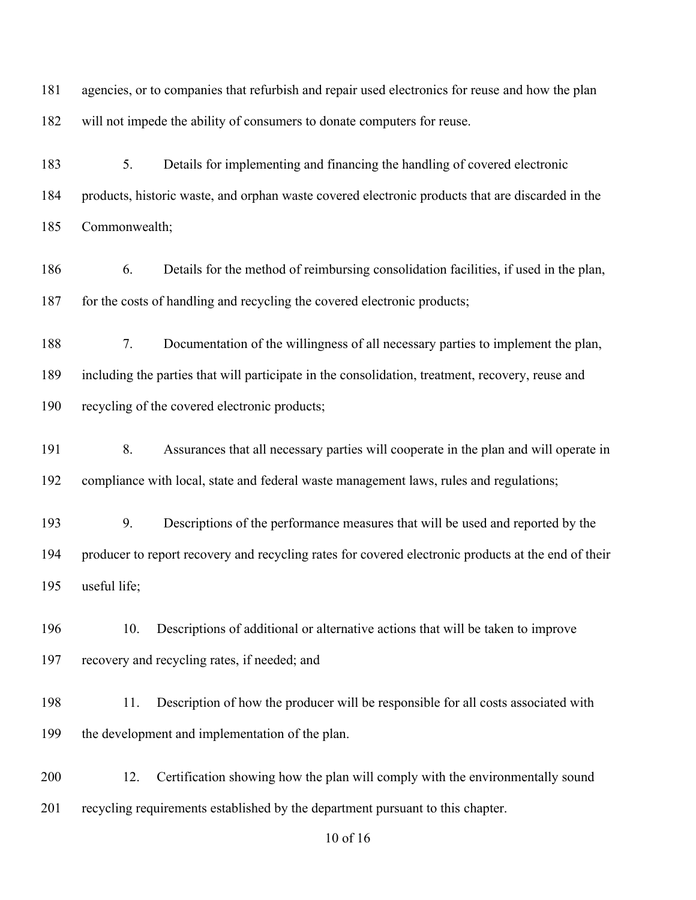agencies, or to companies that refurbish and repair used electronics for reuse and how the plan will not impede the ability of consumers to donate computers for reuse.

5. Details for implementing and financing the handling of covered electronic products, historic waste, and orphan waste covered electronic products that are discarded in the Commonwealth;

6. Details for the method of reimbursing consolidation facilities, if used in the plan, for the costs of handling and recycling the covered electronic products;

7. Documentation of the willingness of all necessary parties to implement the plan, including the parties that will participate in the consolidation, treatment, recovery, reuse and recycling of the covered electronic products;

8. Assurances that all necessary parties will cooperate in the plan and will operate in compliance with local, state and federal waste management laws, rules and regulations;

9. Descriptions of the performance measures that will be used and reported by the producer to report recovery and recycling rates for covered electronic products at the end of their useful life;

10. Descriptions of additional or alternative actions that will be taken to improve recovery and recycling rates, if needed; and

11. Description of how the producer will be responsible for all costs associated with the development and implementation of the plan.

12. Certification showing how the plan will comply with the environmentally sound recycling requirements established by the department pursuant to this chapter.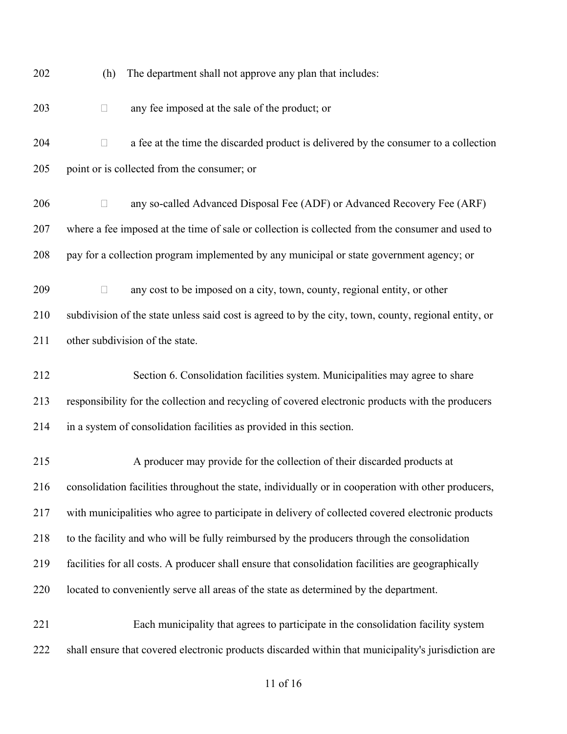(h) The department shall not approve any plan that includes:

- any fee imposed at the sale of the product; or
- a fee at the time the discarded product is delivered by the consumer to a collection point or is collected from the consumer; or
- any so-called Advanced Disposal Fee (ADF) or Advanced Recovery Fee (ARF) where a fee imposed at the time of sale or collection is collected from the consumer and used to pay for a collection program implemented by any municipal or state government agency; or
- any cost to be imposed on a city, town, county, regional entity, or other subdivision of the state unless said cost is agreed to by the city, town, county, regional entity, or other subdivision of the state.

Section 6. Consolidation facilities system. Municipalities may agree to share responsibility for the collection and recycling of covered electronic products with the producers in a system of consolidation facilities as provided in this section.

A producer may provide for the collection of their discarded products at consolidation facilities throughout the state, individually or in cooperation with other producers, with municipalities who agree to participate in delivery of collected covered electronic products to the facility and who will be fully reimbursed by the producers through the consolidation facilities for all costs. A producer shall ensure that consolidation facilities are geographically located to conveniently serve all areas of the state as determined by the department.

Each municipality that agrees to participate in the consolidation facility system shall ensure that covered electronic products discarded within that municipality's jurisdiction are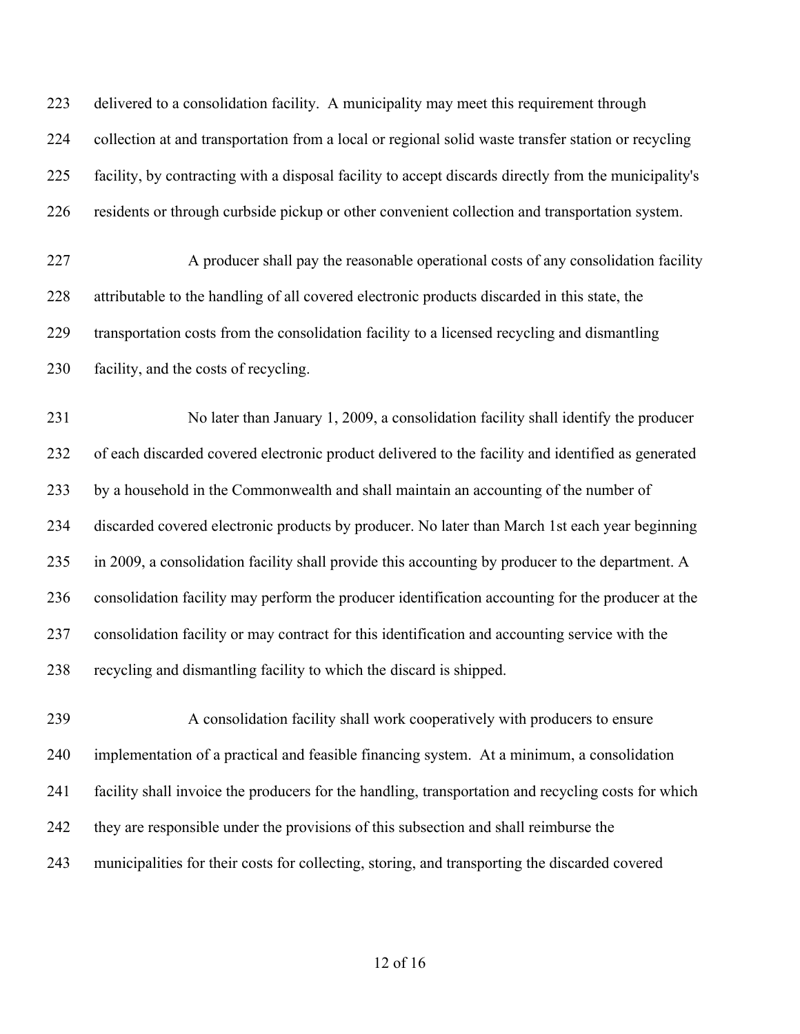delivered to a consolidation facility. A municipality may meet this requirement through collection at and transportation from a local or regional solid waste transfer station or recycling facility, by contracting with a disposal facility to accept discards directly from the municipality's residents or through curbside pickup or other convenient collection and transportation system.

A producer shall pay the reasonable operational costs of any consolidation facility attributable to the handling of all covered electronic products discarded in this state, the transportation costs from the consolidation facility to a licensed recycling and dismantling facility, and the costs of recycling.

No later than January 1, 2009, a consolidation facility shall identify the producer of each discarded covered electronic product delivered to the facility and identified as generated by a household in the Commonwealth and shall maintain an accounting of the number of discarded covered electronic products by producer. No later than March 1st each year beginning in 2009, a consolidation facility shall provide this accounting by producer to the department. A consolidation facility may perform the producer identification accounting for the producer at the consolidation facility or may contract for this identification and accounting service with the recycling and dismantling facility to which the discard is shipped.

A consolidation facility shall work cooperatively with producers to ensure implementation of a practical and feasible financing system. At a minimum, a consolidation facility shall invoice the producers for the handling, transportation and recycling costs for which they are responsible under the provisions of this subsection and shall reimburse the municipalities for their costs for collecting, storing, and transporting the discarded covered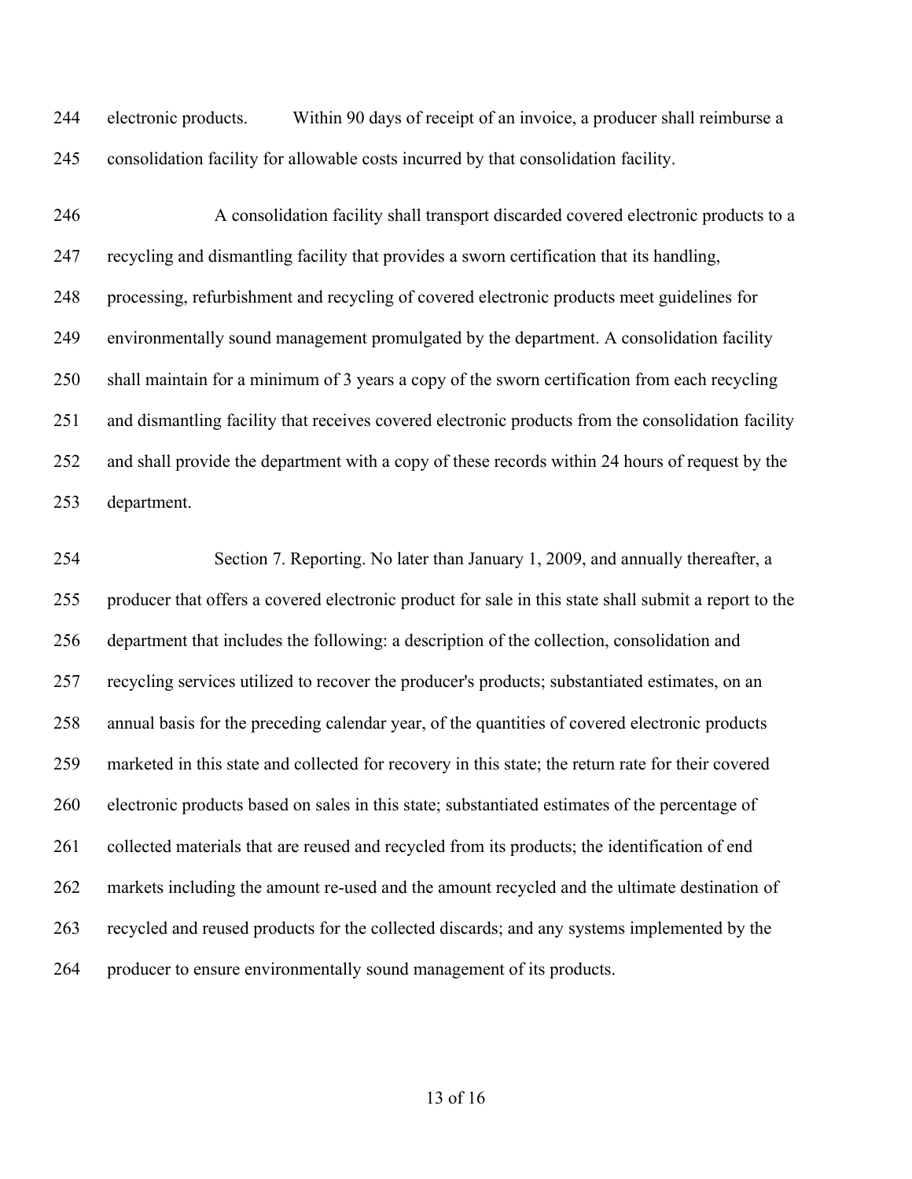electronic products. Within 90 days of receipt of an invoice, a producer shall reimburse a consolidation facility for allowable costs incurred by that consolidation facility.

A consolidation facility shall transport discarded covered electronic products to a recycling and dismantling facility that provides a sworn certification that its handling, processing, refurbishment and recycling of covered electronic products meet guidelines for environmentally sound management promulgated by the department. A consolidation facility shall maintain for a minimum of 3 years a copy of the sworn certification from each recycling and dismantling facility that receives covered electronic products from the consolidation facility and shall provide the department with a copy of these records within 24 hours of request by the department.

Section 7. Reporting. No later than January 1, 2009, and annually thereafter, a producer that offers a covered electronic product for sale in this state shall submit a report to the department that includes the following: a description of the collection, consolidation and recycling services utilized to recover the producer's products; substantiated estimates, on an annual basis for the preceding calendar year, of the quantities of covered electronic products marketed in this state and collected for recovery in this state; the return rate for their covered electronic products based on sales in this state; substantiated estimates of the percentage of collected materials that are reused and recycled from its products; the identification of end markets including the amount re-used and the amount recycled and the ultimate destination of recycled and reused products for the collected discards; and any systems implemented by the producer to ensure environmentally sound management of its products.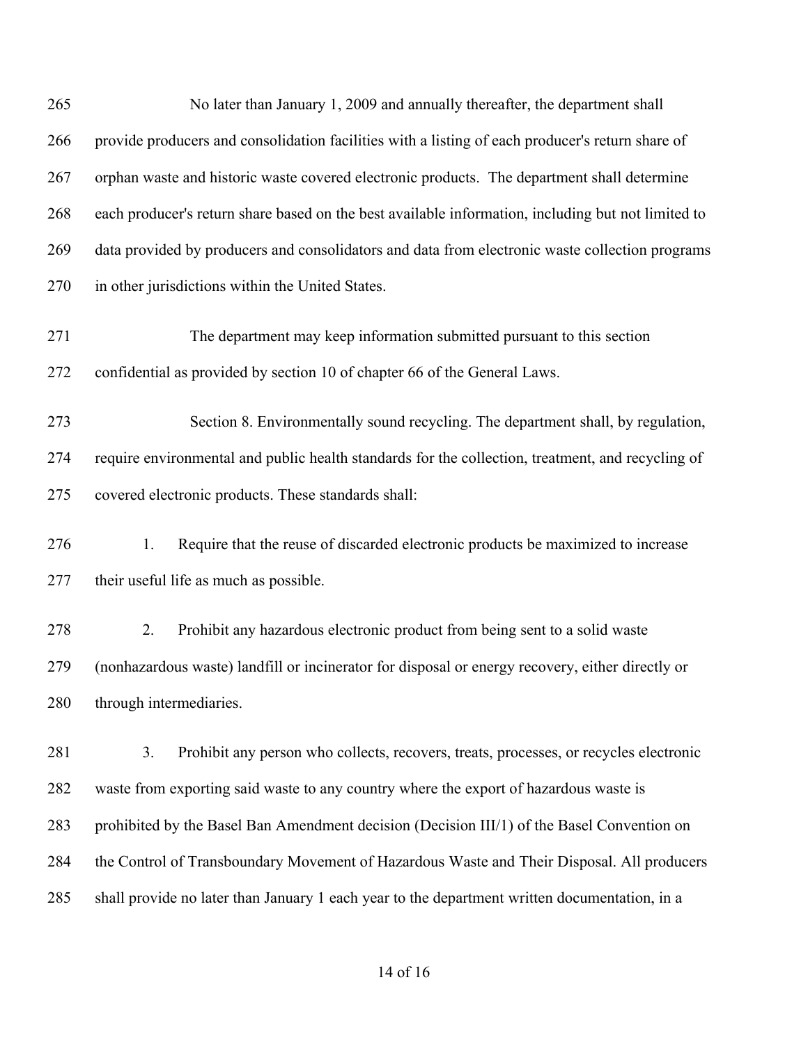No later than January 1, 2009 and annually thereafter, the department shall provide producers and consolidation facilities with a listing of each producer's return share of orphan waste and historic waste covered electronic products. The department shall determine each producer's return share based on the best available information, including but not limited to data provided by producers and consolidators and data from electronic waste collection programs in other jurisdictions within the United States.

The department may keep information submitted pursuant to this section confidential as provided by section 10 of chapter 66 of the General Laws.

Section 8. Environmentally sound recycling. The department shall, by regulation, require environmental and public health standards for the collection, treatment, and recycling of covered electronic products. These standards shall:

1. Require that the reuse of discarded electronic products be maximized to increase their useful life as much as possible.

2. Prohibit any hazardous electronic product from being sent to a solid waste (nonhazardous waste) landfill or incinerator for disposal or energy recovery, either directly or through intermediaries.

3. Prohibit any person who collects, recovers, treats, processes, or recycles electronic waste from exporting said waste to any country where the export of hazardous waste is prohibited by the Basel Ban Amendment decision (Decision III/1) of the Basel Convention on the Control of Transboundary Movement of Hazardous Waste and Their Disposal. All producers shall provide no later than January 1 each year to the department written documentation, in a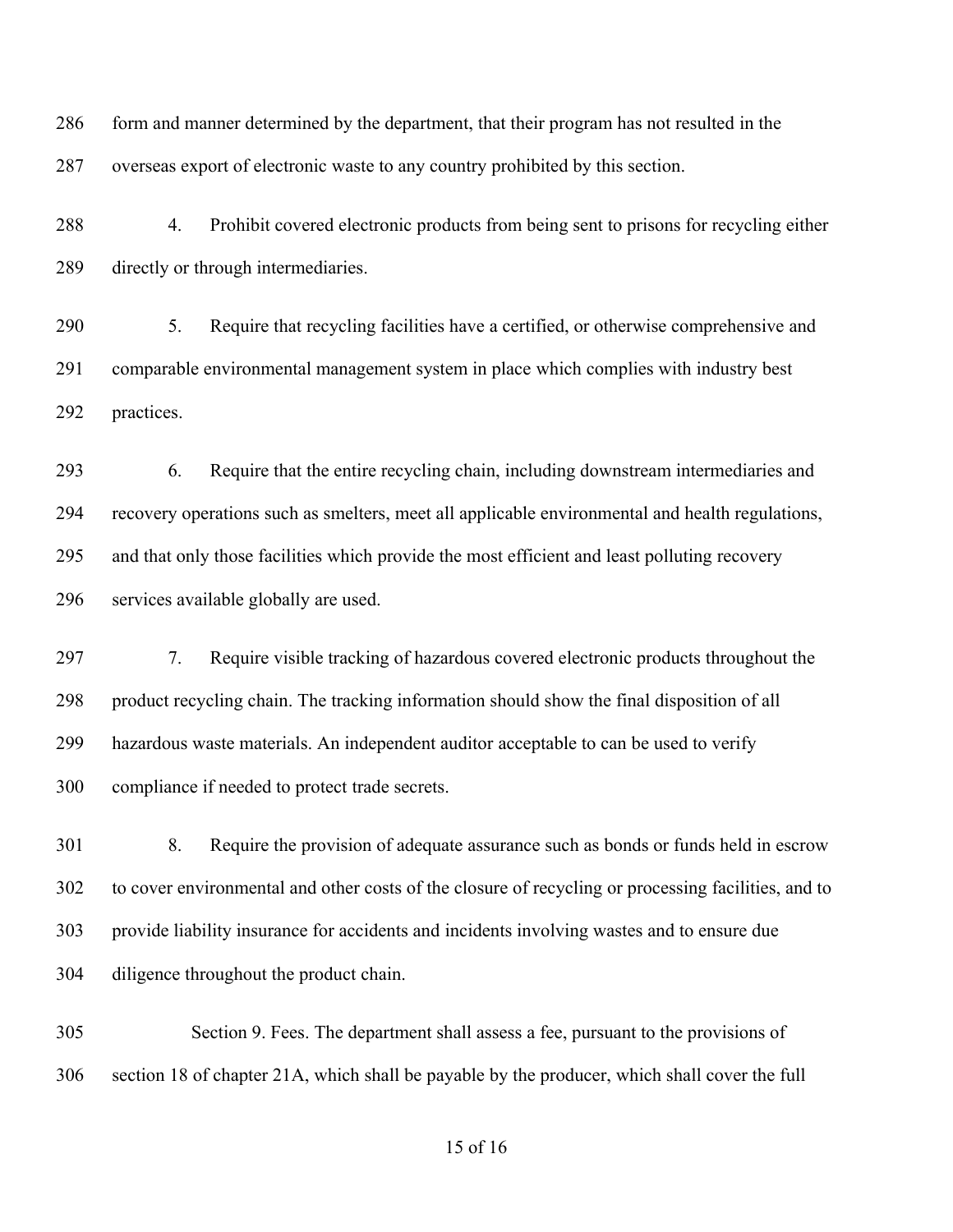form and manner determined by the department, that their program has not resulted in the overseas export of electronic waste to any country prohibited by this section.

4. Prohibit covered electronic products from being sent to prisons for recycling either directly or through intermediaries.

5. Require that recycling facilities have a certified, or otherwise comprehensive and comparable environmental management system in place which complies with industry best practices.

6. Require that the entire recycling chain, including downstream intermediaries and recovery operations such as smelters, meet all applicable environmental and health regulations, and that only those facilities which provide the most efficient and least polluting recovery services available globally are used.

7. Require visible tracking of hazardous covered electronic products throughout the product recycling chain. The tracking information should show the final disposition of all hazardous waste materials. An independent auditor acceptable to can be used to verify compliance if needed to protect trade secrets.

8. Require the provision of adequate assurance such as bonds or funds held in escrow to cover environmental and other costs of the closure of recycling or processing facilities, and to provide liability insurance for accidents and incidents involving wastes and to ensure due diligence throughout the product chain.

Section 9. Fees. The department shall assess a fee, pursuant to the provisions of section 18 of chapter 21A, which shall be payable by the producer, which shall cover the full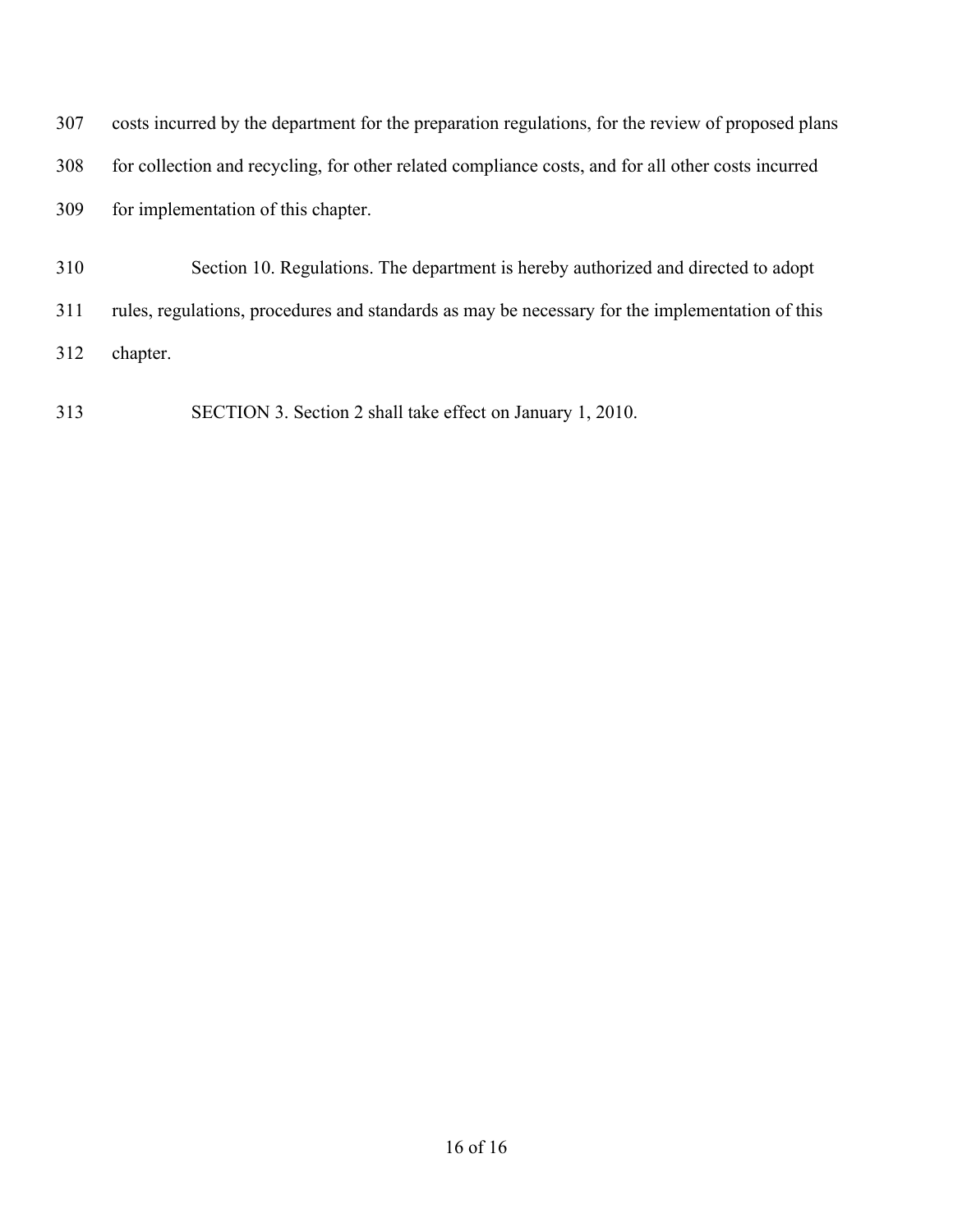costs incurred by the department for the preparation regulations, for the review of proposed plans for collection and recycling, for other related compliance costs, and for all other costs incurred for implementation of this chapter.

Section 10. Regulations. The department is hereby authorized and directed to adopt rules, regulations, procedures and standards as may be necessary for the implementation of this chapter.

SECTION 3. Section 2 shall take effect on January 1, 2010.